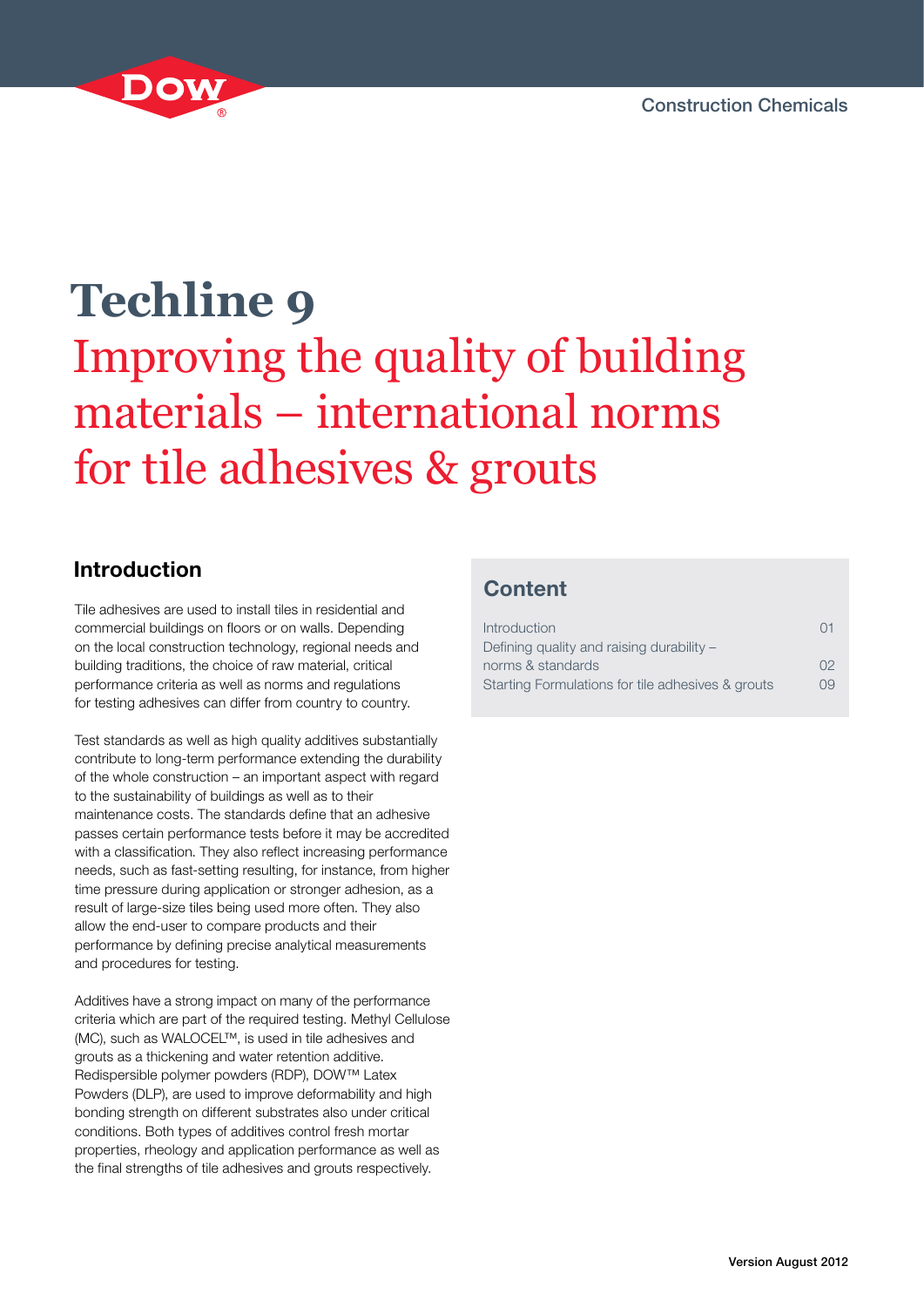Construction Chemicals

# Techline 9

## Improving the quality of building materials – international norms for tile adhesives & grouts

## Introduction

Tile adhesives are used to install tiles in residential and commercial buildings on floors or on walls. Depending on the local construction technology, regional needs and building traditions, the choice of raw material, critical performance criteria as well as norms and regulations for testing adhesives can differ from country to country.

Test standards as well as high quality additives substantially contribute to long-term performance extending the durability of the whole construction – an important aspect with regard to the sustainability of buildings as well as to their maintenance costs. The standards define that an adhesive passes certain performance tests before it may be accredited with a classification. They also reflect increasing performance needs, such as fast-setting resulting, for instance, from higher time pressure during application or stronger adhesion, as a result of large-size tiles being used more often. They also allow the end-user to compare products and their performance by defining precise analytical measurements and procedures for testing.

Additives have a strong impact on many of the performance criteria which are part of the required testing. Methyl Cellulose (MC), such as WALOCEL™, is used in tile adhesives and grouts as a thickening and water retention additive. Redispersible polymer powders (RDP), DOW™ Latex Powders (DLP), are used to improve deformability and high bonding strength on different substrates also under critical conditions. Both types of additives control fresh mortar properties, rheology and application performance as well as the final strengths of tile adhesives and grouts respectively.

## Content

| | |
|---|---|
| Introduction | 01 |
| Defining quality and raising durability – norms & standards | 02 |
| Starting Formulations for tile adhesives & grouts | 09 |

Version August 2012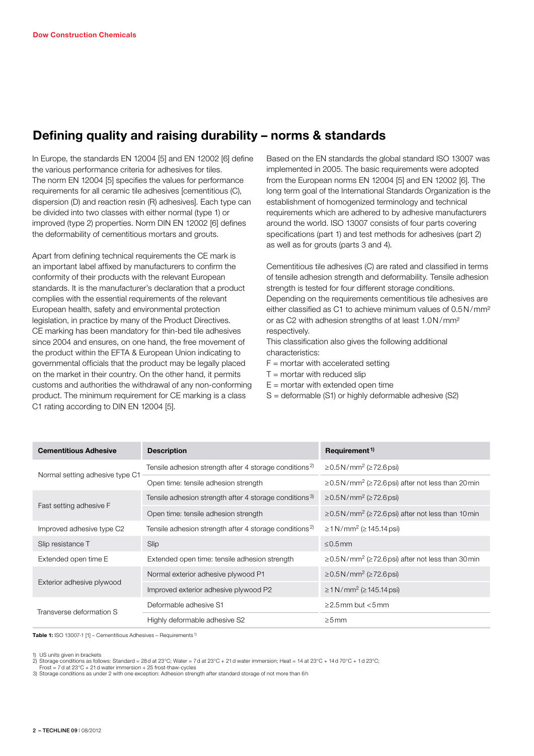## Defining quality and raising durability – norms & standards

In Europe, the standards EN 12004 [5] and EN 12002 [6] define the various performance criteria for adhesives for tiles. The norm EN 12004 [5] specifies the values for performance requirements for all ceramic tile adhesives [cementitious (C), dispersion (D) and reaction resin (R) adhesives]. Each type can be divided into two classes with either normal (type 1) or improved (type 2) properties. Norm DIN EN 12002 [6] defines the deformability of cementitious mortars and grouts.

Apart from defining technical requirements the CE mark is an important label affixed by manufacturers to confirm the conformity of their products with the relevant European standards. It is the manufacturer's declaration that a product complies with the essential requirements of the relevant European health, safety and environmental protection legislation, in practice by many of the Product Directives. CE marking has been mandatory for thin-bed tile adhesives since 2004 and ensures, on one hand, the free movement of the product within the EFTA & European Union indicating to governmental officials that the product may be legally placed on the market in their country. On the other hand, it permits customs and authorities the withdrawal of any non-conforming product. The minimum requirement for CE marking is a class C1 rating according to DIN EN 12004 [5].

Based on the EN standards the global standard ISO 13007 was implemented in 2005. The basic requirements were adopted from the European norms EN 12004 [5] and EN 12002 [6]. The long term goal of the International Standards Organization is the establishment of homogenized terminology and technical requirements which are adhered to by adhesive manufacturers around the world. ISO 13007 consists of four parts covering specifications (part 1) and test methods for adhesives (part 2) as well as for grouts (parts 3 and 4).

Cementitious tile adhesives (C) are rated and classified in terms of tensile adhesion strength and deformability. Tensile adhesion strength is tested for four different storage conditions. Depending on the requirements cementitious tile adhesives are either classified as C1 to achieve minimum values of 0.5 N/mm² or as C2 with adhesion strengths of at least 1.0 N/mm² respectively.
This classification also gives the following additional characteristics:

F = mortar with accelerated setting
T = mortar with reduced slip
E = mortar with extended open time
S = deformable (S1) or highly deformable adhesive (S2)

| Cementitious Adhesive | Description | Requirement [1] |
|---|---|---|
| Normal setting adhesive type C1 | Tensile adhesion strength after 4 storage conditions [2] | ≥0.5 N/mm² (≥72.6 psi) |
| | Open time: tensile adhesion strength | ≥0.5 N/mm² (≥72.6 psi) after not less than 20 min |
| Fast setting adhesive F | Tensile adhesion strength after 4 storage conditions [3] | ≥0.5 N/mm² (≥72.6 psi) |
| | Open time: tensile adhesion strength | ≥0.5 N/mm² (≥72.6 psi) after not less than 10 min |
| Improved adhesive type C2 | Tensile adhesion strength after 4 storage conditions [2] | ≥1 N/mm² (≥145.14 psi) |
| Slip resistance T | Slip | ≤0.5 mm |
| Extended open time E | Extended open time: tensile adhesion strength | ≥0.5 N/mm² (≥72.6 psi) after not less than 30 min |
| Exterior adhesive plywood | Normal exterior adhesive plywood P1 | ≥0.5 N/mm² (≥72.6 psi) |
| | Improved exterior adhesive plywood P2 | ≥1 N/mm² (≥145.14 psi) |
| Transverse deformation S | Deformable adhesive S1 | ≥2.5 mm but <5 mm |
| | Highly deformable adhesive S2 | ≥5 mm |

**Table 1:** ISO 13007-1 [1] – Cementitious Adhesives – Requirements [1]

1) US units given in brackets
2) Storage conditions as follows: Standard = 28 d at 23°C; Water = 7 d at 23°C + 21 d water immersion; Heat = 14 at 23°C + 14 d 70°C + 1 d 23°C; Frost = 7 d at 23°C + 21 d water immersion + 25 frost-thaw-cycles
3) Storage conditions as under 2 with one exception: Adhesion strength after standard storage of not more than 6 h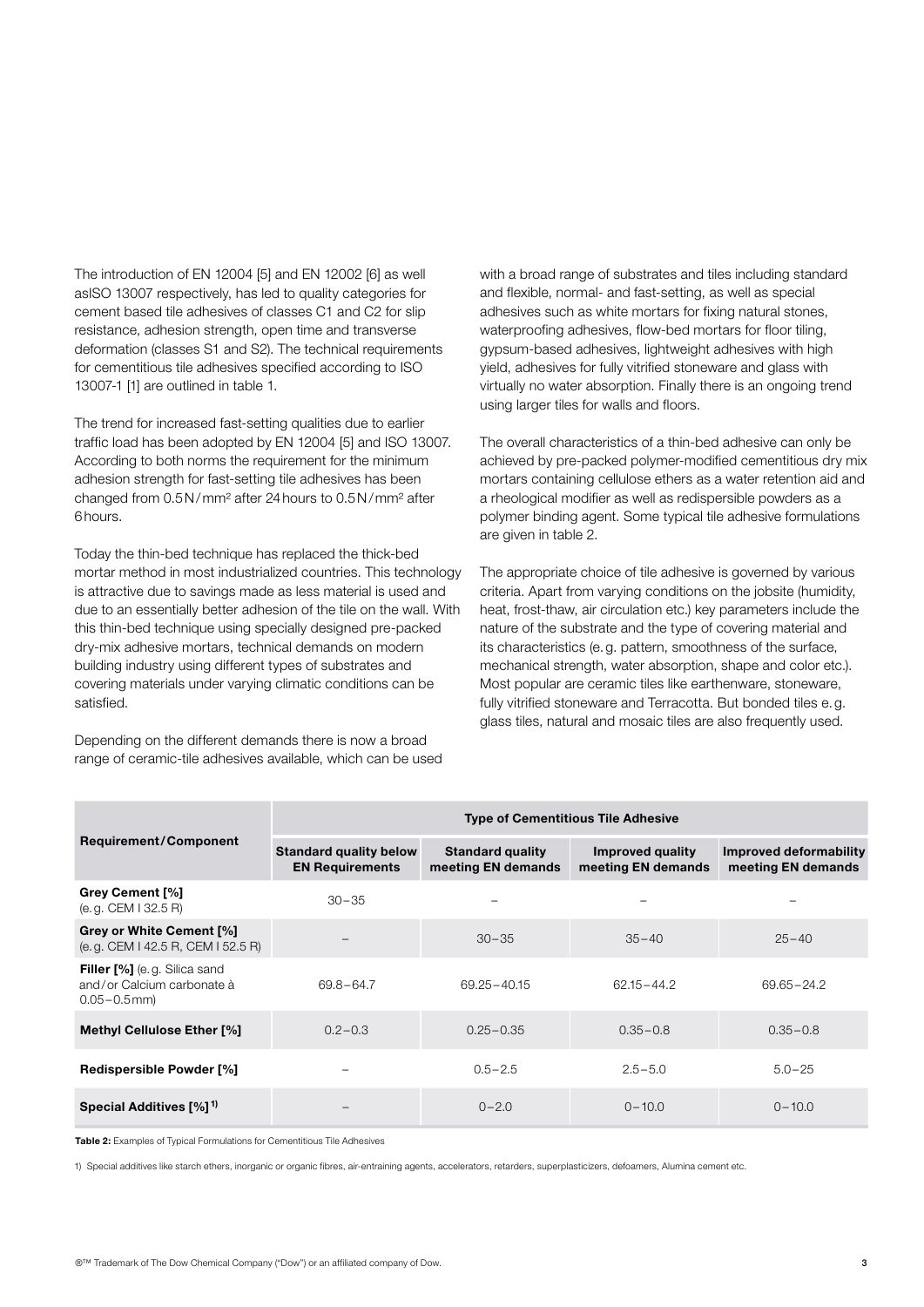The introduction of EN 12004 [5] and EN 12002 [6] as well asISO 13007 respectively, has led to quality categories for cement based tile adhesives of classes C1 and C2 for slip resistance, adhesion strength, open time and transverse deformation (classes S1 and S2). The technical requirements for cementitious tile adhesives specified according to ISO 13007-1 [1] are outlined in table 1.

The trend for increased fast-setting qualities due to earlier traffic load has been adopted by EN 12004 [5] and ISO 13007. According to both norms the requirement for the minimum adhesion strength for fast-setting tile adhesives has been changed from 0.5 N/mm² after 24 hours to 0.5 N/mm² after 6 hours.

Today the thin-bed technique has replaced the thick-bed mortar method in most industrialized countries. This technology is attractive due to savings made as less material is used and due to an essentially better adhesion of the tile on the wall. With this thin-bed technique using specially designed pre-packed dry-mix adhesive mortars, technical demands on modern building industry using different types of substrates and covering materials under varying climatic conditions can be satisfied.

Depending on the different demands there is now a broad range of ceramic-tile adhesives available, which can be used with a broad range of substrates and tiles including standard and flexible, normal- and fast-setting, as well as special adhesives such as white mortars for fixing natural stones, waterproofing adhesives, flow-bed mortars for floor tiling, gypsum-based adhesives, lightweight adhesives with high yield, adhesives for fully vitrified stoneware and glass with virtually no water absorption. Finally there is an ongoing trend using larger tiles for walls and floors.

The overall characteristics of a thin-bed adhesive can only be achieved by pre-packed polymer-modified cementitious dry mix mortars containing cellulose ethers as a water retention aid and a rheological modifier as well as redispersible powders as a polymer binding agent. Some typical tile adhesive formulations are given in table 2.

The appropriate choice of tile adhesive is governed by various criteria. Apart from varying conditions on the jobsite (humidity, heat, frost-thaw, air circulation etc.) key parameters include the nature of the substrate and the type of covering material and its characteristics (e.g. pattern, smoothness of the surface, mechanical strength, water absorption, shape and color etc.). Most popular are ceramic tiles like earthenware, stoneware, fully vitrified stoneware and Terracotta. But bonded tiles e.g. glass tiles, natural and mosaic tiles are also frequently used.

| Requirement/Component | Type of Cementitious Tile Adhesive | | | |
|---|---|---|---|---|
| | **Standard quality below EN Requirements** | **Standard quality meeting EN demands** | **Improved quality meeting EN demands** | **Improved deformability meeting EN demands** |
| **Grey Cement [%]** (e.g. CEM I 32.5 R) | 30–35 | – | – | – |
| **Grey or White Cement [%]** (e.g. CEM I 42.5 R, CEM I 52.5 R) | – | 30–35 | 35–40 | 25–40 |
| **Filler [%]** (e.g. Silica sand and/or Calcium carbonate à 0.05–0.5 mm) | 69.8–64.7 | 69.25–40.15 | 62.15–44.2 | 69.65–24.2 |
| **Methyl Cellulose Ether [%]** | 0.2–0.3 | 0.25–0.35 | 0.35–0.8 | 0.35–0.8 |
| **Redispersible Powder [%]** | – | 0.5–2.5 | 2.5–5.0 | 5.0–25 |
| **Special Additives [%] [1)]** | – | 0–2.0 | 0–10.0 | 0–10.0 |

**Table 2:** Examples of Typical Formulations for Cementitious Tile Adhesives

1) Special additives like starch ethers, inorganic or organic fibres, air-entraining agents, accelerators, retarders, superplasticizers, defoamers, Alumina cement etc.

®™ Trademark of The Dow Chemical Company ("Dow") or an affiliated company of Dow.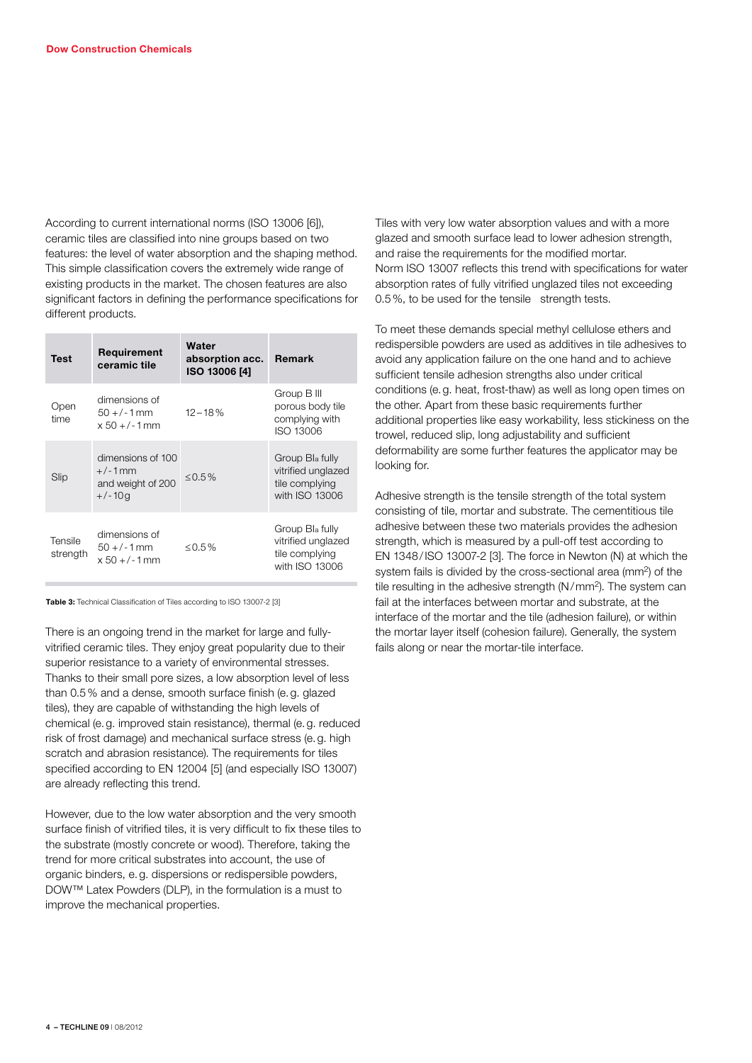According to current international norms (ISO 13006 [6]), ceramic tiles are classified into nine groups based on two features: the level of water absorption and the shaping method. This simple classification covers the extremely wide range of existing products in the market. The chosen features are also significant factors in defining the performance specifications for different products.

| Test | Requirement ceramic tile | Water absorption acc. ISO 13006 [4] | Remark |
|---|---|---|---|
| Open time | dimensions of 50 +/- 1 mm x 50 +/- 1 mm | 12 – 18 % | Group B III porous body tile complying with ISO 13006 |
| Slip | dimensions of 100 +/- 1 mm and weight of 200 +/- 10 g | ≤0.5 % | Group BIa fully vitrified unglazed tile complying with ISO 13006 |
| Tensile strength | dimensions of 50 +/- 1 mm x 50 +/- 1 mm | ≤0.5 % | Group BIa fully vitrified unglazed tile complying with ISO 13006 |

**Table 3:** Technical Classification of Tiles according to ISO 13007-2 [3]

There is an ongoing trend in the market for large and fully-vitrified ceramic tiles. They enjoy great popularity due to their superior resistance to a variety of environmental stresses. Thanks to their small pore sizes, a low absorption level of less than 0.5 % and a dense, smooth surface finish (e. g. glazed tiles), they are capable of withstanding the high levels of chemical (e. g. improved stain resistance), thermal (e. g. reduced risk of frost damage) and mechanical surface stress (e. g. high scratch and abrasion resistance). The requirements for tiles specified according to EN 12004 [5] (and especially ISO 13007) are already reflecting this trend.

However, due to the low water absorption and the very smooth surface finish of vitrified tiles, it is very difficult to fix these tiles to the substrate (mostly concrete or wood). Therefore, taking the trend for more critical substrates into account, the use of organic binders, e. g. dispersions or redispersible powders, DOW™ Latex Powders (DLP), in the formulation is a must to improve the mechanical properties.

Tiles with very low water absorption values and with a more glazed and smooth surface lead to lower adhesion strength, and raise the requirements for the modified mortar. Norm ISO 13007 reflects this trend with specifications for water absorption rates of fully vitrified unglazed tiles not exceeding 0.5 %, to be used for the tensile strength tests.

To meet these demands special methyl cellulose ethers and redispersible powders are used as additives in tile adhesives to avoid any application failure on the one hand and to achieve sufficient tensile adhesion strengths also under critical conditions (e. g. heat, frost-thaw) as well as long open times on the other. Apart from these basic requirements further additional properties like easy workability, less stickiness on the trowel, reduced slip, long adjustability and sufficient deformability are some further features the applicator may be looking for.

Adhesive strength is the tensile strength of the total system consisting of tile, mortar and substrate. The cementitious tile adhesive between these two materials provides the adhesion strength, which is measured by a pull-off test according to EN 1348 / ISO 13007-2 [3]. The force in Newton (N) at which the system fails is divided by the cross-sectional area ($mm^2$) of the tile resulting in the adhesive strength ($N/mm^2$). The system can fail at the interfaces between mortar and substrate, at the interface of the mortar and the tile (adhesion failure), or within the mortar layer itself (cohesion failure). Generally, the system fails along or near the mortar-tile interface.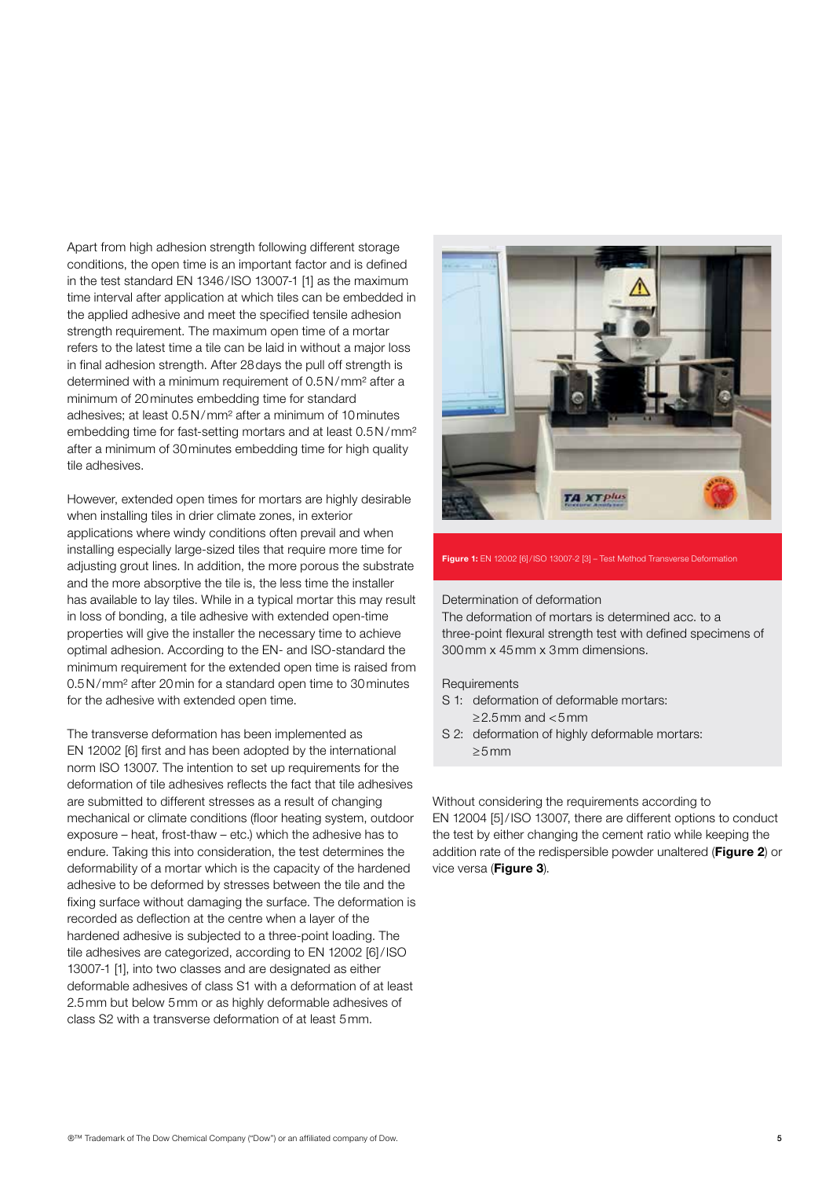Apart from high adhesion strength following different storage conditions, the open time is an important factor and is defined in the test standard EN 1346/ISO 13007-1 [1] as the maximum time interval after application at which tiles can be embedded in the applied adhesive and meet the specified tensile adhesion strength requirement. The maximum open time of a mortar refers to the latest time a tile can be laid in without a major loss in final adhesion strength. After 28 days the pull off strength is determined with a minimum requirement of 0.5 N/mm² after a minimum of 20 minutes embedding time for standard adhesives; at least 0.5 N/mm² after a minimum of 10 minutes embedding time for fast-setting mortars and at least 0.5 N/mm² after a minimum of 30 minutes embedding time for high quality tile adhesives.

However, extended open times for mortars are highly desirable when installing tiles in drier climate zones, in exterior applications where windy conditions often prevail and when installing especially large-sized tiles that require more time for adjusting grout lines. In addition, the more porous the substrate and the more absorptive the tile is, the less time the installer has available to lay tiles. While in a typical mortar this may result in loss of bonding, a tile adhesive with extended open-time properties will give the installer the necessary time to achieve optimal adhesion. According to the EN- and ISO-standard the minimum requirement for the extended open time is raised from 0.5 N/mm² after 20 min for a standard open time to 30 minutes for the adhesive with extended open time.

The transverse deformation has been implemented as EN 12002 [6] first and has been adopted by the international norm ISO 13007. The intention to set up requirements for the deformation of tile adhesives reflects the fact that tile adhesives are submitted to different stresses as a result of changing mechanical or climate conditions (floor heating system, outdoor exposure – heat, frost-thaw – etc.) which the adhesive has to endure. Taking this into consideration, the test determines the deformability of a mortar which is the capacity of the hardened adhesive to be deformed by stresses between the tile and the fixing surface without damaging the surface. The deformation is recorded as deflection at the centre when a layer of the hardened adhesive is subjected to a three-point loading. The tile adhesives are categorized, according to EN 12002 [6]/ISO 13007-1 [1], into two classes and are designated as either deformable adhesives of class S1 with a deformation of at least 2.5 mm but below 5 mm or as highly deformable adhesives of class S2 with a transverse deformation of at least 5 mm.

**Figure 1:** EN 12002 [6]/ISO 13007-2 [3] – Test Method Transverse Deformation

Determination of deformation
The deformation of mortars is determined acc. to a three-point flexural strength test with defined specimens of 300 mm x 45 mm x 3 mm dimensions.

Requirements
- S 1: deformation of deformable mortars: $\geq$2.5 mm and <5 mm
- S 2: deformation of highly deformable mortars: $\geq$5 mm

Without considering the requirements according to EN 12004 [5]/ISO 13007, there are different options to conduct the test by either changing the cement ratio while keeping the addition rate of the redispersible powder unaltered (**Figure 2**) or vice versa (**Figure 3**).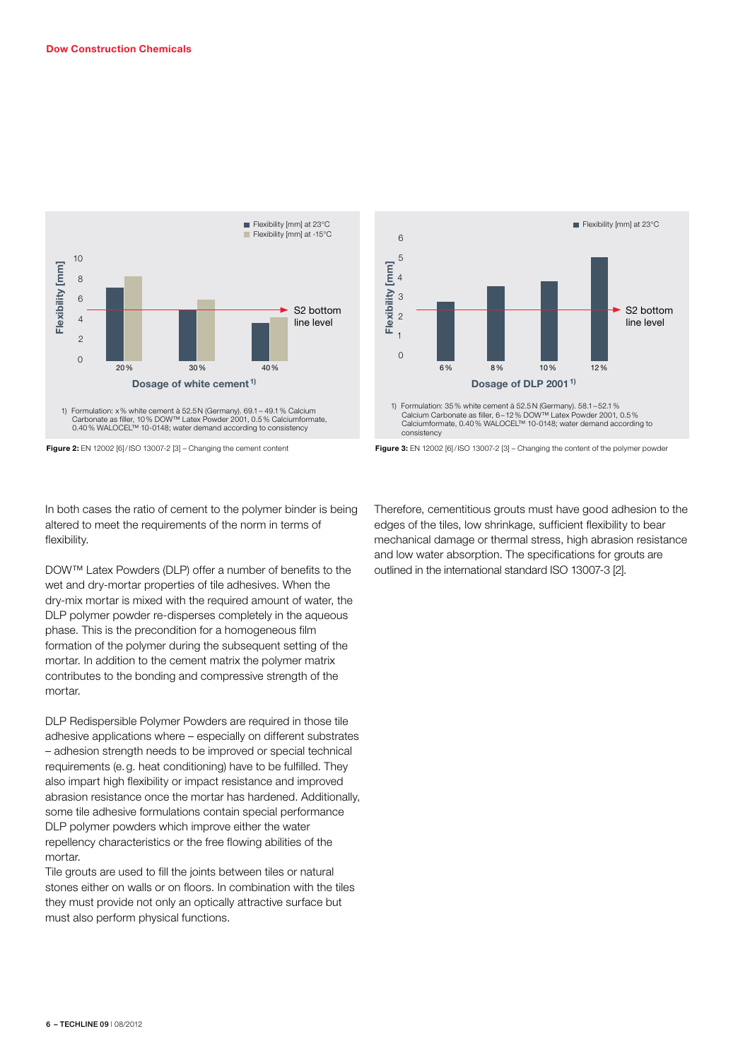Figure 2 (chart):

Flexibility [mm] at 23°C / Flexibility [mm] at -15°C

Flexibility [mm] vs. Dosage of white cement [1) ]: 20 %, 30 %, 40 % — S2 bottom line level

1) Formulation: x % white cement à 52.5 N (Germany). 69.1 – 49.1 % Calcium Carbonate as filler, 10 % DOW™ Latex Powder 2001, 0.5 % Calciumformate, 0.40 % WALOCEL™ 10-0148; water demand according to consistency

**Figure 2:** EN 12002 [6] / ISO 13007-2 [3] – Changing the cement content

Figure 3 (chart):

Flexibility [mm] at 23°C

Flexibility [mm] vs. Dosage of DLP 2001 [1) ]: 6 %, 8 %, 10 %, 12 % — S2 bottom line level

1) Formulation: 35 % white cement à 52.5 N (Germany). 58.1 – 52.1 % Calcium Carbonate as filler, 6 – 12 % DOW™ Latex Powder 2001, 0.5 % Calciumformate, 0.40 % WALOCEL™ 10-0148; water demand according to consistency

**Figure 3:** EN 12002 [6] / ISO 13007-2 [3] – Changing the content of the polymer powder

In both cases the ratio of cement to the polymer binder is being altered to meet the requirements of the norm in terms of flexibility.

DOW™ Latex Powders (DLP) offer a number of benefits to the wet and dry-mortar properties of tile adhesives. When the dry-mix mortar is mixed with the required amount of water, the DLP polymer powder re-disperses completely in the aqueous phase. This is the precondition for a homogeneous film formation of the polymer during the subsequent setting of the mortar. In addition to the cement matrix the polymer matrix contributes to the bonding and compressive strength of the mortar.

DLP Redispersible Polymer Powders are required in those tile adhesive applications where – especially on different substrates – adhesion strength needs to be improved or special technical requirements (e. g. heat conditioning) have to be fulfilled. They also impart high flexibility or impact resistance and improved abrasion resistance once the mortar has hardened. Additionally, some tile adhesive formulations contain special performance DLP polymer powders which improve either the water repellency characteristics or the free flowing abilities of the mortar.

Tile grouts are used to fill the joints between tiles or natural stones either on walls or on floors. In combination with the tiles they must provide not only an optically attractive surface but must also perform physical functions.

Therefore, cementitious grouts must have good adhesion to the edges of the tiles, low shrinkage, sufficient flexibility to bear mechanical damage or thermal stress, high abrasion resistance and low water absorption. The specifications for grouts are outlined in the international standard ISO 13007-3 [2].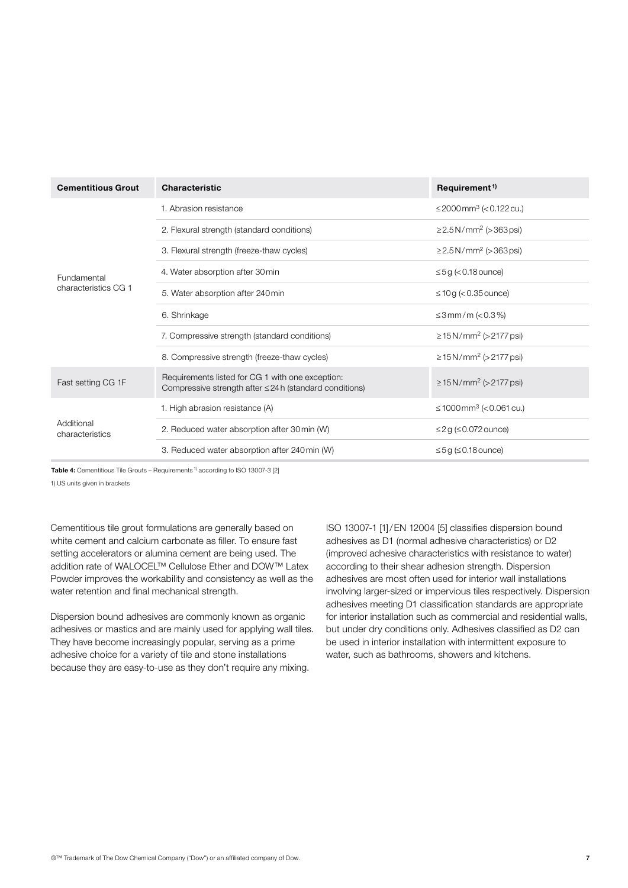| Cementitious Grout | Characteristic | Requirement [1)] |
| --- | --- | --- |
| Fundamental characteristics CG 1 | 1. Abrasion resistance | ≤2000 mm³ (<0.122 cu.) |
| | 2. Flexural strength (standard conditions) | ≥2.5 N/mm² (>363 psi) |
| | 3. Flexural strength (freeze-thaw cycles) | ≥2.5 N/mm² (>363 psi) |
| | 4. Water absorption after 30 min | ≤5 g (<0.18 ounce) |
| | 5. Water absorption after 240 min | ≤10 g (<0.35 ounce) |
| | 6. Shrinkage | ≤3 mm/m (<0.3 %) |
| | 7. Compressive strength (standard conditions) | ≥15 N/mm² (>2177 psi) |
| | 8. Compressive strength (freeze-thaw cycles) | ≥15 N/mm² (>2177 psi) |
| Fast setting CG 1F | Requirements listed for CG 1 with one exception: Compressive strength after ≤24 h (standard conditions) | ≥15 N/mm² (>2177 psi) |
| Additional characteristics | 1. High abrasion resistance (A) | ≤1000 mm³ (<0.061 cu.) |
| | 2. Reduced water absorption after 30 min (W) | ≤2 g (≤0.072 ounce) |
| | 3. Reduced water absorption after 240 min (W) | ≤5 g (≤0.18 ounce) |

**Table 4:** Cementitious Tile Grouts – Requirements [1)] according to ISO 13007-3 [2]

1) US units given in brackets

Cementitious tile grout formulations are generally based on white cement and calcium carbonate as filler. To ensure fast setting accelerators or alumina cement are being used. The addition rate of WALOCEL™ Cellulose Ether and DOW™ Latex Powder improves the workability and consistency as well as the water retention and final mechanical strength.

Dispersion bound adhesives are commonly known as organic adhesives or mastics and are mainly used for applying wall tiles. They have become increasingly popular, serving as a prime adhesive choice for a variety of tile and stone installations because they are easy-to-use as they don't require any mixing.

ISO 13007-1 [1]/EN 12004 [5] classifies dispersion bound adhesives as D1 (normal adhesive characteristics) or D2 (improved adhesive characteristics with resistance to water) according to their shear adhesion strength. Dispersion adhesives are most often used for interior wall installations involving larger-sized or impervious tiles respectively. Dispersion adhesives meeting D1 classification standards are appropriate for interior installation such as commercial and residential walls, but under dry conditions only. Adhesives classified as D2 can be used in interior installation with intermittent exposure to water, such as bathrooms, showers and kitchens.

®™ Trademark of The Dow Chemical Company ("Dow") or an affiliated company of Dow.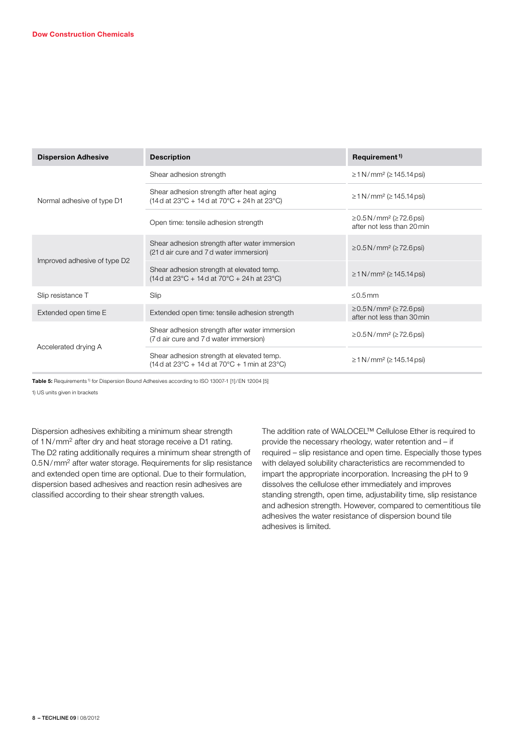| Dispersion Adhesive | Description | Requirement [1] |
| --- | --- | --- |
| Normal adhesive of type D1 | Shear adhesion strength | ≥1 N/mm² (≥ 145.14 psi) |
| | Shear adhesion strength after heat aging (14 d at 23°C + 14 d at 70°C + 24 h at 23°C) | ≥1 N/mm² (≥ 145.14 psi) |
| | Open time: tensile adhesion strength | ≥0.5 N/mm² (≥72.6 psi) after not less than 20 min |
| Improved adhesive of type D2 | Shear adhesion strength after water immersion (21 d air cure and 7 d water immersion) | ≥0.5 N/mm² (≥72.6 psi) |
| | Shear adhesion strength at elevated temp. (14 d at 23°C + 14 d at 70°C + 24 h at 23°C) | ≥1 N/mm² (≥ 145.14 psi) |
| Slip resistance T | Slip | ≤0.5 mm |
| Extended open time E | Extended open time: tensile adhesion strength | ≥0.5 N/mm² (≥72.6 psi) after not less than 30 min |
| Accelerated drying A | Shear adhesion strength after water immersion (7 d air cure and 7 d water immersion) | ≥0.5 N/mm² (≥72.6 psi) |
| | Shear adhesion strength at elevated temp. (14 d at 23°C + 14 d at 70°C + 1 min at 23°C) | ≥1 N/mm² (≥ 145.14 psi) |

**Table 5:** Requirements [1] for Dispersion Bound Adhesives according to ISO 13007-1 [1]/EN 12004 [5]

1) US units given in brackets

Dispersion adhesives exhibiting a minimum shear strength of 1 N/mm² after dry and heat storage receive a D1 rating. The D2 rating additionally requires a minimum shear strength of 0.5 N/mm² after water storage. Requirements for slip resistance and extended open time are optional. Due to their formulation, dispersion based adhesives and reaction resin adhesives are classified according to their shear strength values.

The addition rate of WALOCEL™ Cellulose Ether is required to provide the necessary rheology, water retention and – if required – slip resistance and open time. Especially those types with delayed solubility characteristics are recommended to impart the appropriate incorporation. Increasing the pH to 9 dissolves the cellulose ether immediately and improves standing strength, open time, adjustability time, slip resistance and adhesion strength. However, compared to cementitious tile adhesives the water resistance of dispersion bound tile adhesives is limited.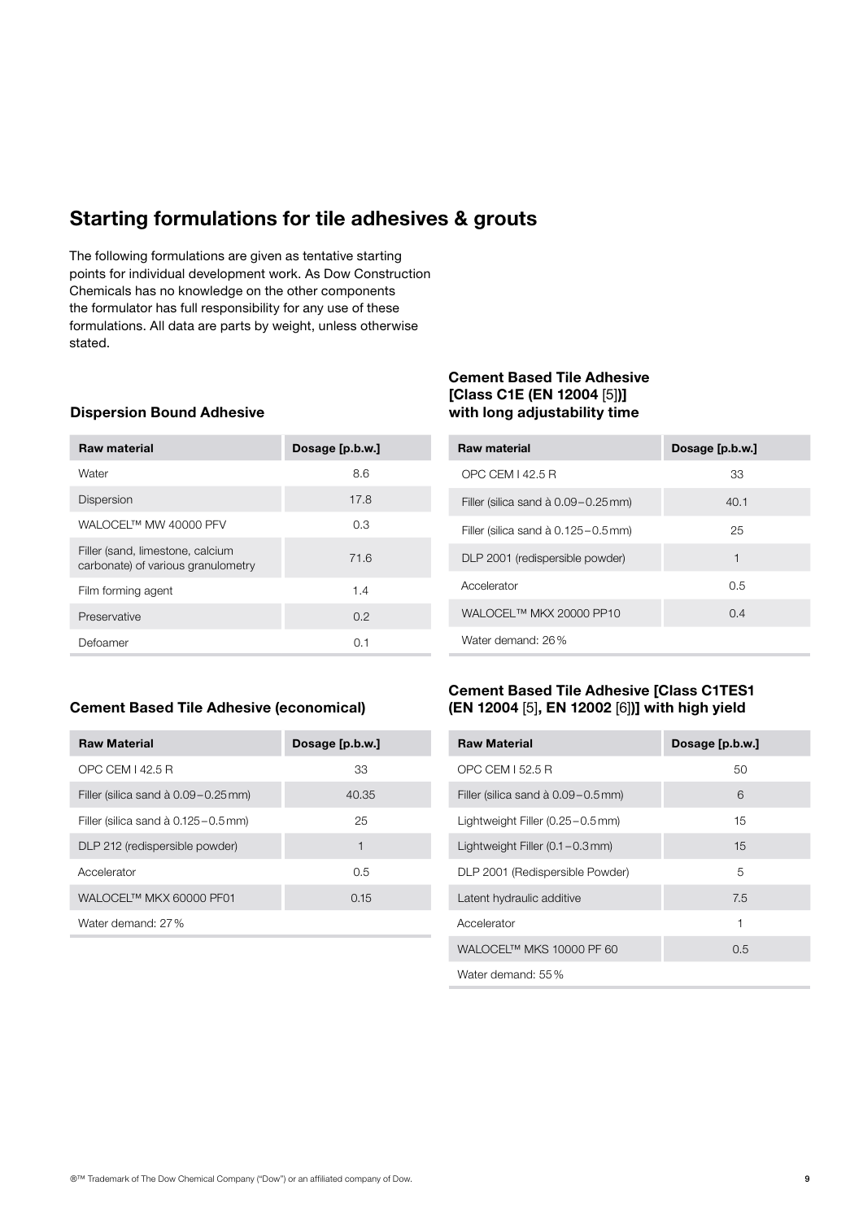## Starting formulations for tile adhesives & grouts

The following formulations are given as tentative starting points for individual development work. As Dow Construction Chemicals has no knowledge on the other components the formulator has full responsibility for any use of these formulations. All data are parts by weight, unless otherwise stated.

### Dispersion Bound Adhesive

| Raw material | Dosage [p.b.w.] |
|---|---|
| Water | 8.6 |
| Dispersion | 17.8 |
| WALOCEL™ MW 40000 PFV | 0.3 |
| Filler (sand, limestone, calcium carbonate) of various granulometry | 71.6 |
| Film forming agent | 1.4 |
| Preservative | 0.2 |
| Defoamer | 0.1 |

### Cement Based Tile Adhesive (economical)

| Raw Material | Dosage [p.b.w.] |
|---|---|
| OPC CEM I 42.5 R | 33 |
| Filler (silica sand à 0.09 – 0.25 mm) | 40.35 |
| Filler (silica sand à 0.125 – 0.5 mm) | 25 |
| DLP 212 (redispersible powder) | 1 |
| Accelerator | 0.5 |
| WALOCEL™ MKX 60000 PF01 | 0.15 |
| Water demand: 27 % | |

### Cement Based Tile Adhesive [Class C1E (EN 12004 [5])] with long adjustability time

| Raw material | Dosage [p.b.w.] |
|---|---|
| OPC CEM I 42.5 R | 33 |
| Filler (silica sand à 0.09 – 0.25 mm) | 40.1 |
| Filler (silica sand à 0.125 – 0.5 mm) | 25 |
| DLP 2001 (redispersible powder) | 1 |
| Accelerator | 0.5 |
| WALOCEL™ MKX 20000 PP10 | 0.4 |
| Water demand: 26 % | |

### Cement Based Tile Adhesive [Class C1TES1 (EN 12004 [5], EN 12002 [6])] with high yield

| Raw Material | Dosage [p.b.w.] |
|---|---|
| OPC CEM I 52.5 R | 50 |
| Filler (silica sand à 0.09 – 0.5 mm) | 6 |
| Lightweight Filler (0.25 – 0.5 mm) | 15 |
| Lightweight Filler (0.1 – 0.3 mm) | 15 |
| DLP 2001 (Redispersible Powder) | 5 |
| Latent hydraulic additive | 7.5 |
| Accelerator | 1 |
| WALOCEL™ MKS 10000 PF 60 | 0.5 |
| Water demand: 55 % | |

®™ Trademark of The Dow Chemical Company ("Dow") or an affiliated company of Dow.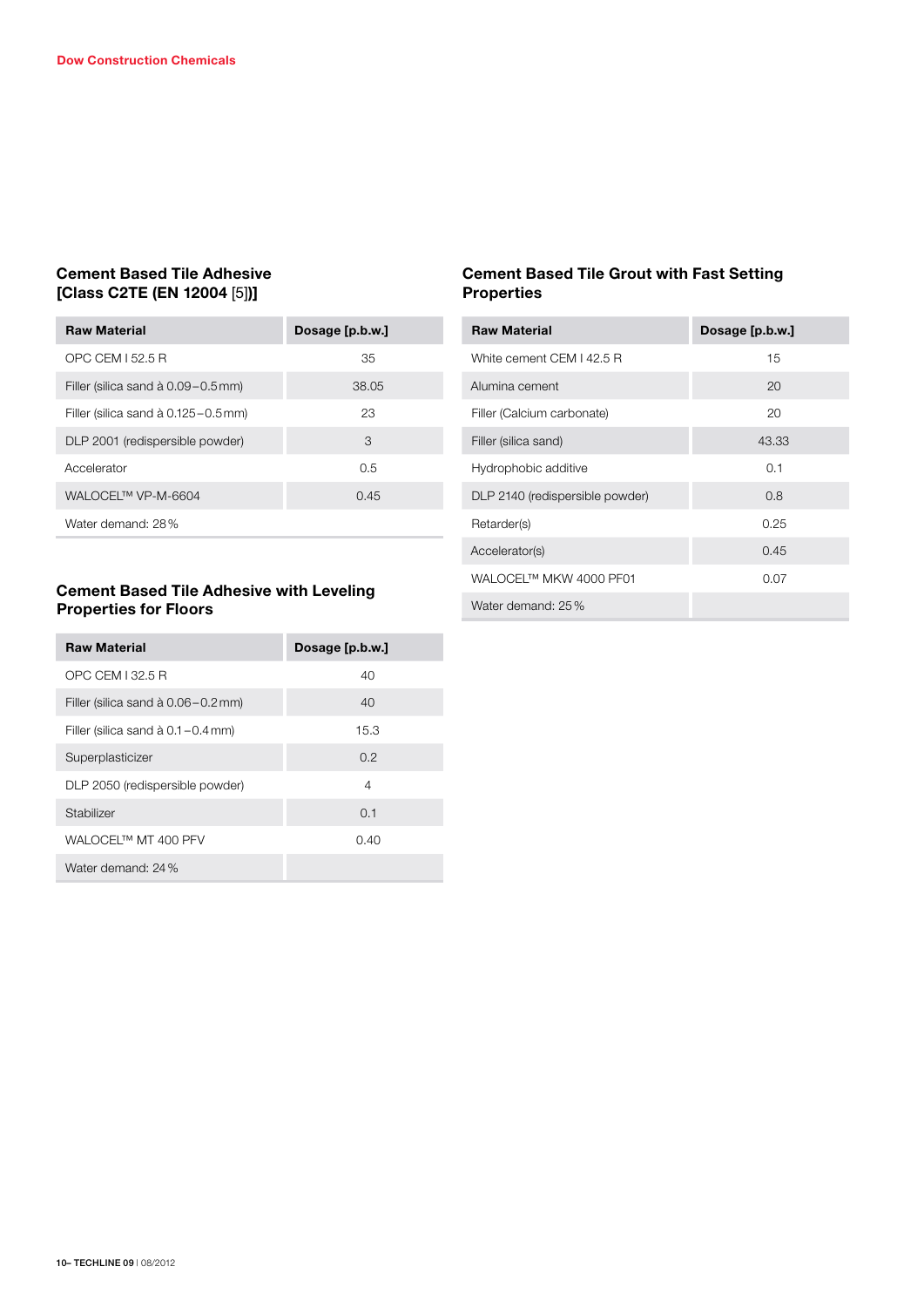### Cement Based Tile Adhesive [Class C2TE (EN 12004 [5])]

| Raw Material | Dosage [p.b.w.] |
|---|---|
| OPC CEM I 52.5 R | 35 |
| Filler (silica sand à 0.09 – 0.5 mm) | 38.05 |
| Filler (silica sand à 0.125 – 0.5 mm) | 23 |
| DLP 2001 (redispersible powder) | 3 |
| Accelerator | 0.5 |
| WALOCEL™ VP-M-6604 | 0.45 |
| Water demand: 28 % | |

### Cement Based Tile Adhesive with Leveling Properties for Floors

| Raw Material | Dosage [p.b.w.] |
|---|---|
| OPC CEM I 32.5 R | 40 |
| Filler (silica sand à 0.06 – 0.2 mm) | 40 |
| Filler (silica sand à 0.1 – 0.4 mm) | 15.3 |
| Superplasticizer | 0.2 |
| DLP 2050 (redispersible powder) | 4 |
| Stabilizer | 0.1 |
| WALOCEL™ MT 400 PFV | 0.40 |
| Water demand: 24 % | |

### Cement Based Tile Grout with Fast Setting Properties

| Raw Material | Dosage [p.b.w.] |
|---|---|
| White cement CEM I 42.5 R | 15 |
| Alumina cement | 20 |
| Filler (Calcium carbonate) | 20 |
| Filler (silica sand) | 43.33 |
| Hydrophobic additive | 0.1 |
| DLP 2140 (redispersible powder) | 0.8 |
| Retarder(s) | 0.25 |
| Accelerator(s) | 0.45 |
| WALOCEL™ MKW 4000 PF01 | 0.07 |
| Water demand: 25 % | |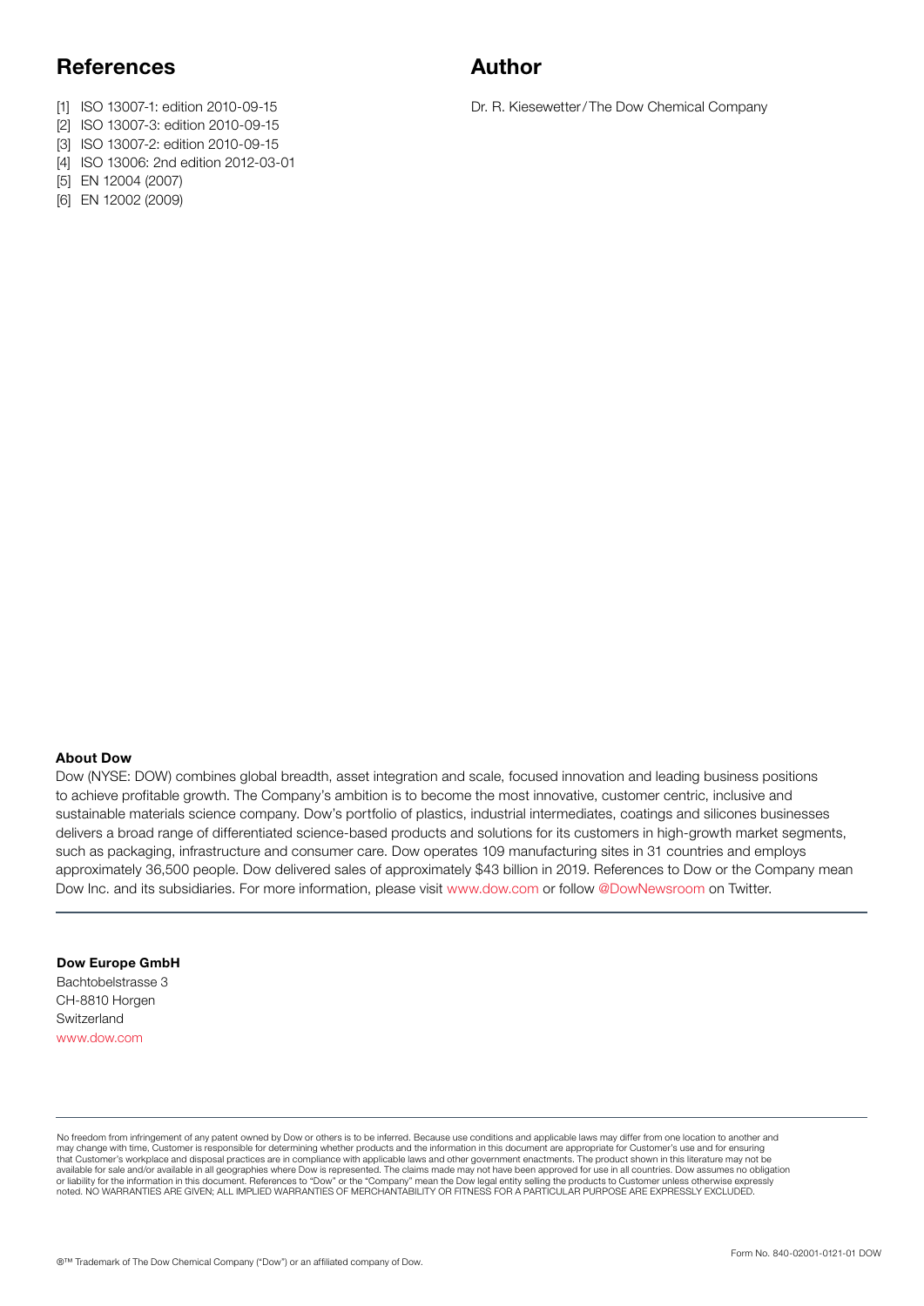## References

[1] ISO 13007-1: edition 2010-09-15

[2] ISO 13007-3: edition 2010-09-15

[3] ISO 13007-2: edition 2010-09-15

[4] ISO 13006: 2nd edition 2012-03-01

[5] EN 12004 (2007)

[6] EN 12002 (2009)

## Author

Dr. R. Kiesewetter / The Dow Chemical Company

**About Dow**

Dow (NYSE: DOW) combines global breadth, asset integration and scale, focused innovation and leading business positions to achieve profitable growth. The Company's ambition is to become the most innovative, customer centric, inclusive and sustainable materials science company. Dow's portfolio of plastics, industrial intermediates, coatings and silicones businesses delivers a broad range of differentiated science-based products and solutions for its customers in high-growth market segments, such as packaging, infrastructure and consumer care. Dow operates 109 manufacturing sites in 31 countries and employs approximately 36,500 people. Dow delivered sales of approximately $43 billion in 2019. References to Dow or the Company mean Dow Inc. and its subsidiaries. For more information, please visit www.dow.com or follow @DowNewsroom on Twitter.

---

**Dow Europe GmbH**
Bachtobelstrasse 3
CH-8810 Horgen
Switzerland
www.dow.com

---

No freedom from infringement of any patent owned by Dow or others is to be inferred. Because use conditions and applicable laws may differ from one location to another and may change with time, Customer is responsible for determining whether products and the information in this document are appropriate for Customer's use and for ensuring that Customer's workplace and disposal practices are in compliance with applicable laws and other government enactments. The product shown in this literature may not be available for sale and/or available in all geographies where Dow is represented. The claims made may not have been approved for use in all countries. Dow assumes no obligation or liability for the information in this document. References to "Dow" or the "Company" mean the Dow legal entity selling the products to Customer unless otherwise expressly noted. NO WARRANTIES ARE GIVEN; ALL IMPLIED WARRANTIES OF MERCHANTABILITY OR FITNESS FOR A PARTICULAR PURPOSE ARE EXPRESSLY EXCLUDED.

®™ Trademark of The Dow Chemical Company ("Dow") or an affiliated company of Dow.

Form No. 840-02001-0121-01 DOW